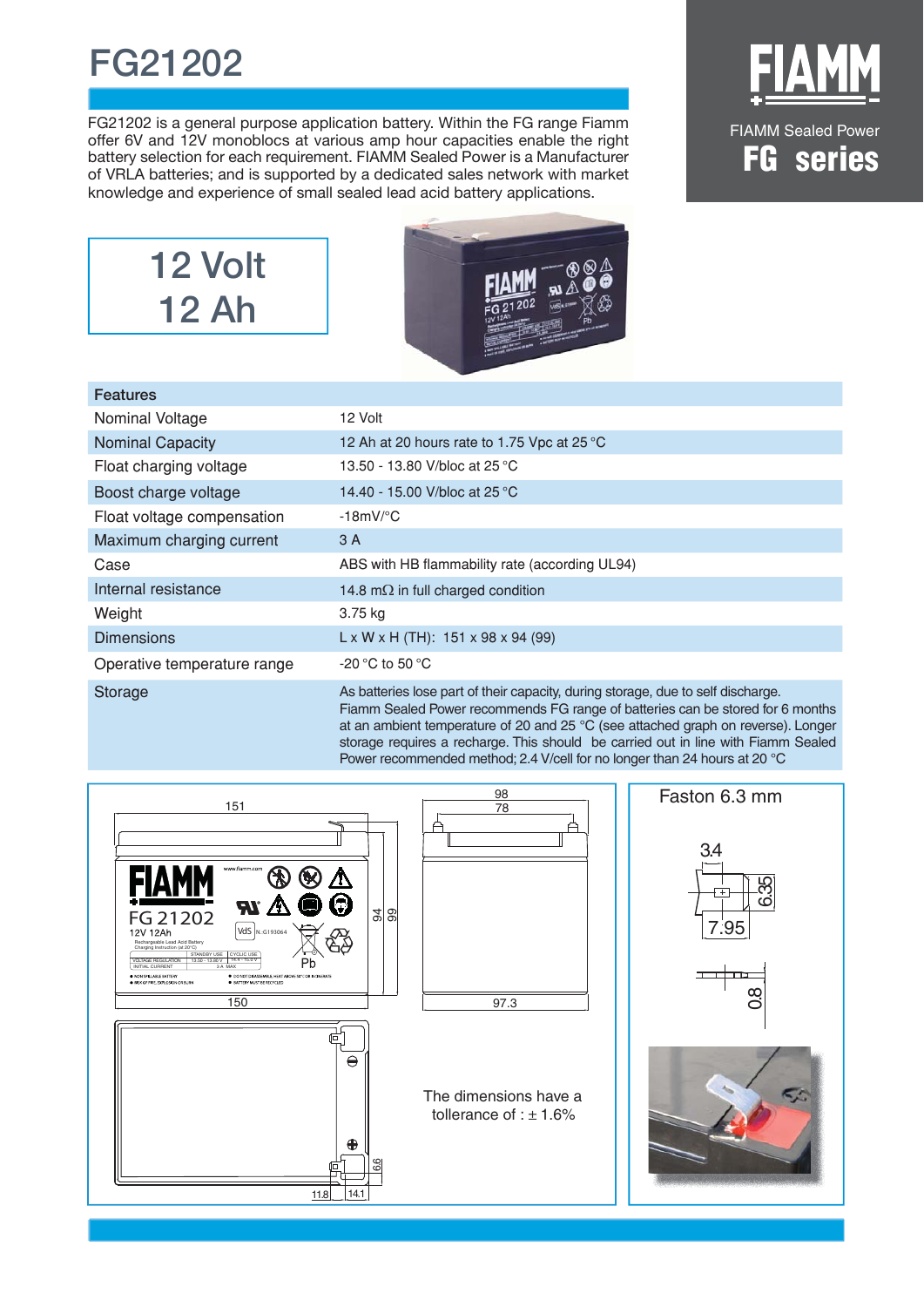# FG21202

FG21202 is a general purpose application battery. Within the FG range Fiamm offer 6V and 12V monoblocs at various amp hour capacities enable the right battery selection for each requirement. FIAMM Sealed Power is a Manufacturer of VRLA batteries; and is supported by a dedicated sales network with market knowledge and experience of small sealed lead acid battery applications.

FIAMM

FIAMM Sealed Power

**FG series**

12 Volt
12 Ah

| Features | |
|---|---|
| Nominal Voltage | 12 Volt |
| Nominal Capacity | 12 Ah at 20 hours rate to 1.75 Vpc at 25 °C |
| Float charging voltage | 13.50 - 13.80 V/bloc at 25 °C |
| Boost charge voltage | 14.40 - 15.00 V/bloc at 25 °C |
| Float voltage compensation | -18mV/°C |
| Maximum charging current | 3 A |
| Case | ABS with HB flammability rate (according UL94) |
| Internal resistance | 14.8 mΩ in full charged condition |
| Weight | 3.75 kg |
| Dimensions | L x W x H (TH): 151 x 98 x 94 (99) |
| Operative temperature range | -20 °C to 50 °C |
| Storage | As batteries lose part of their capacity, during storage, due to self discharge. Fiamm Sealed Power recommends FG range of batteries can be stored for 6 months at an ambient temperature of 20 and 25 °C (see attached graph on reverse). Longer storage requires a recharge. This should be carried out in line with Fiamm Sealed Power recommended method; 2.4 V/cell for no longer than 24 hours at 20 °C |

151, 150, 94, 99, 98, 78, 97.3, 11.8, 14.1, 6.6

The dimensions have a tollerance of : ± 1.6%

Faston 6.3 mm

3.4, 6.35, 7.95, 0.8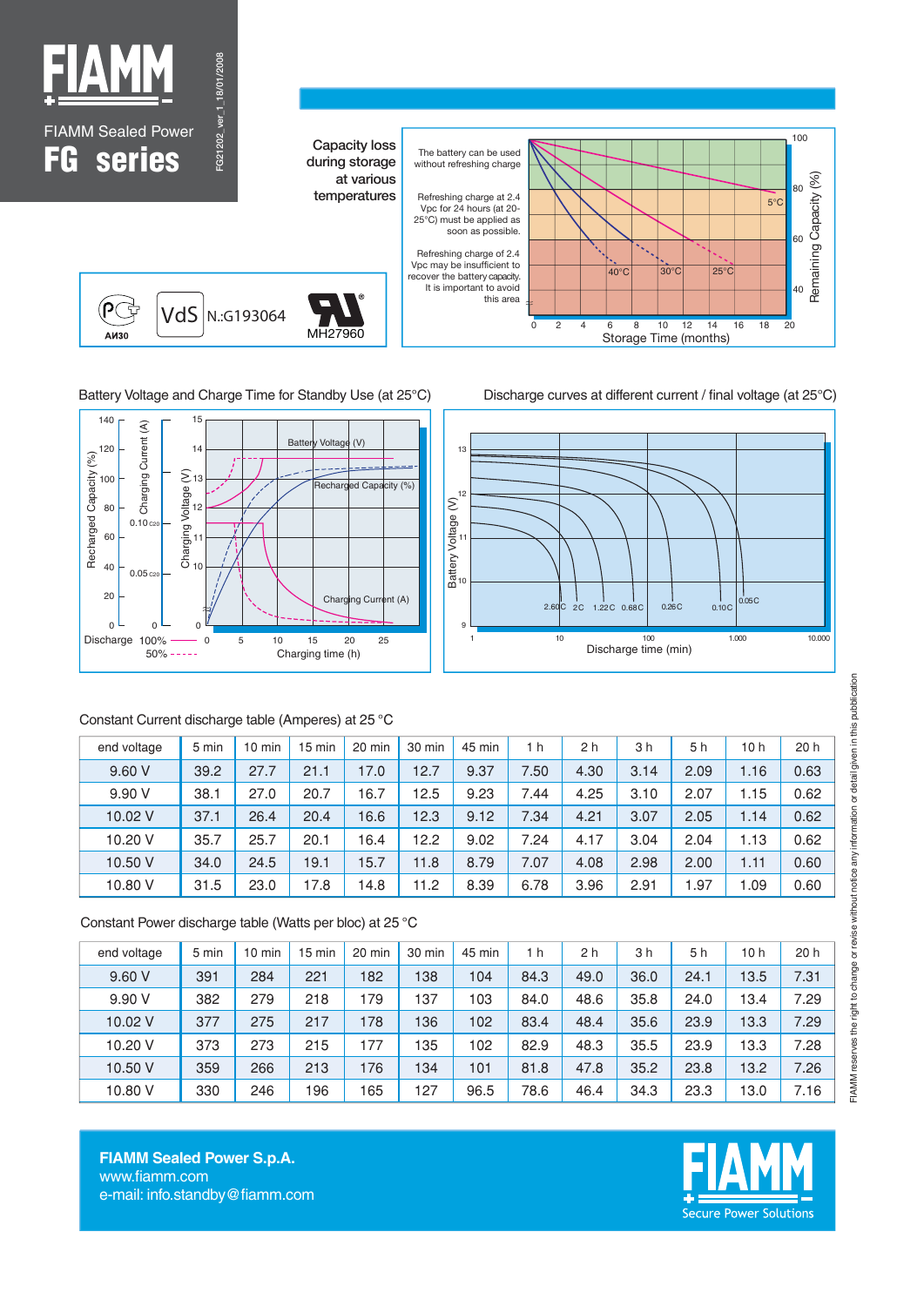# FIAMM

FIAMM Sealed Power

## FG series

FG21202_ver_1_18/01/2008

**Capacity loss during storage at various temperatures**

The battery can be used without refreshing charge

Refreshing charge at 2.4 Vpc for 24 hours (at 20-25°C) must be applied as soon as possible.

Refreshing charge of 2.4 Vpc may be insufficient to recover the battery capacity. It is important to avoid this area

5°C
40°C
30°C
25°C

100
80
60
40
Remaining Capacity (%)

0 2 4 6 8 10 12 14 16 18 20
Storage Time (months)

АИ30
VdS N.:G193064
MH27960

**Battery Voltage and Charge Time for Standby Use (at 25°C)**

140 120 100 80 60 40 20 0
Recharged Capacity (%)

Charging Current (A)
0.10 C20
0.05 C20
0

15 14 13 12 11 10 0
Charging Voltage (V)

Battery Voltage (V)
Recharged Capacity (%)
Charging Current (A)

Discharge 100% ———
50% - - - - -

0 5 10 15 20 25
Charging time (h)

**Discharge curves at different current / final voltage (at 25°C)**

13
12
11
10
9
Battery Voltage (V)

2.60C 2C 1.22C 0.68C 0.26C 0.10C 0.05C

1 10 100 1.000 10.000
Discharge time (min)

Constant Current discharge table (Amperes) at 25 °C

| end voltage | 5 min | 10 min | 15 min | 20 min | 30 min | 45 min | 1 h | 2 h | 3 h | 5 h | 10 h | 20 h |
|---|---|---|---|---|---|---|---|---|---|---|---|---|
| 9.60 V | 39.2 | 27.7 | 21.1 | 17.0 | 12.7 | 9.37 | 7.50 | 4.30 | 3.14 | 2.09 | 1.16 | 0.63 |
| 9.90 V | 38.1 | 27.0 | 20.7 | 16.7 | 12.5 | 9.23 | 7.44 | 4.25 | 3.10 | 2.07 | 1.15 | 0.62 |
| 10.02 V | 37.1 | 26.4 | 20.4 | 16.6 | 12.3 | 9.12 | 7.34 | 4.21 | 3.07 | 2.05 | 1.14 | 0.62 |
| 10.20 V | 35.7 | 25.7 | 20.1 | 16.4 | 12.2 | 9.02 | 7.24 | 4.17 | 3.04 | 2.04 | 1.13 | 0.62 |
| 10.50 V | 34.0 | 24.5 | 19.1 | 15.7 | 11.8 | 8.79 | 7.07 | 4.08 | 2.98 | 2.00 | 1.11 | 0.60 |
| 10.80 V | 31.5 | 23.0 | 17.8 | 14.8 | 11.2 | 8.39 | 6.78 | 3.96 | 2.91 | 1.97 | 1.09 | 0.60 |

Constant Power discharge table (Watts per bloc) at 25 °C

| end voltage | 5 min | 10 min | 15 min | 20 min | 30 min | 45 min | 1 h | 2 h | 3 h | 5 h | 10 h | 20 h |
|---|---|---|---|---|---|---|---|---|---|---|---|---|
| 9.60 V | 391 | 284 | 221 | 182 | 138 | 104 | 84.3 | 49.0 | 36.0 | 24.1 | 13.5 | 7.31 |
| 9.90 V | 382 | 279 | 218 | 179 | 137 | 103 | 84.0 | 48.6 | 35.8 | 24.0 | 13.4 | 7.29 |
| 10.02 V | 377 | 275 | 217 | 178 | 136 | 102 | 83.4 | 48.4 | 35.6 | 23.9 | 13.3 | 7.29 |
| 10.20 V | 373 | 273 | 215 | 177 | 135 | 102 | 82.9 | 48.3 | 35.5 | 23.9 | 13.3 | 7.28 |
| 10.50 V | 359 | 266 | 213 | 176 | 134 | 101 | 81.8 | 47.8 | 35.2 | 23.8 | 13.2 | 7.26 |
| 10.80 V | 330 | 246 | 196 | 165 | 127 | 96.5 | 78.6 | 46.4 | 34.3 | 23.3 | 13.0 | 7.16 |

FIAMM reserves the right to change or revise without notice any information or detail given in this publication

**FIAMM Sealed Power S.p.A.**
www.fiamm.com
e-mail: info.standby@fiamm.com

FIAMM
Secure Power Solutions